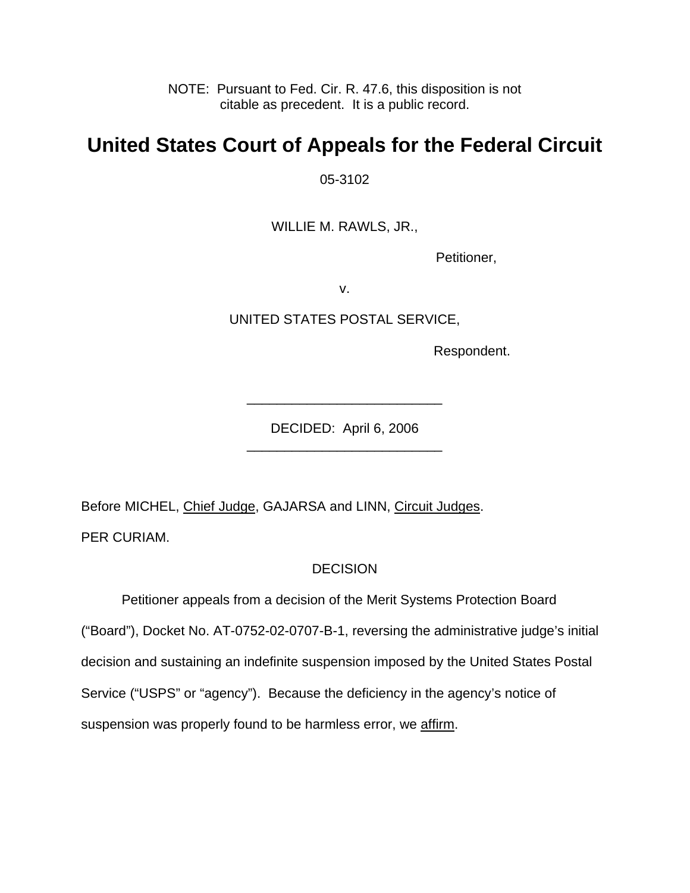NOTE: Pursuant to Fed. Cir. R. 47.6, this disposition is not citable as precedent. It is a public record.

# United States Court of Appeals for the Federal Circuit

05-3102

WILLIE M. RAWLS, JR.,

Petitioner,

v.

UNITED STATES POSTAL SERVICE,

Respondent.

---

DECIDED: April 6, 2006

---

Before MICHEL, Chief Judge, GAJARSA and LINN, Circuit Judges.

PER CURIAM.

DECISION

Petitioner appeals from a decision of the Merit Systems Protection Board ("Board"), Docket No. AT-0752-02-0707-B-1, reversing the administrative judge's initial decision and sustaining an indefinite suspension imposed by the United States Postal Service ("USPS" or "agency"). Because the deficiency in the agency's notice of suspension was properly found to be harmless error, we affirm.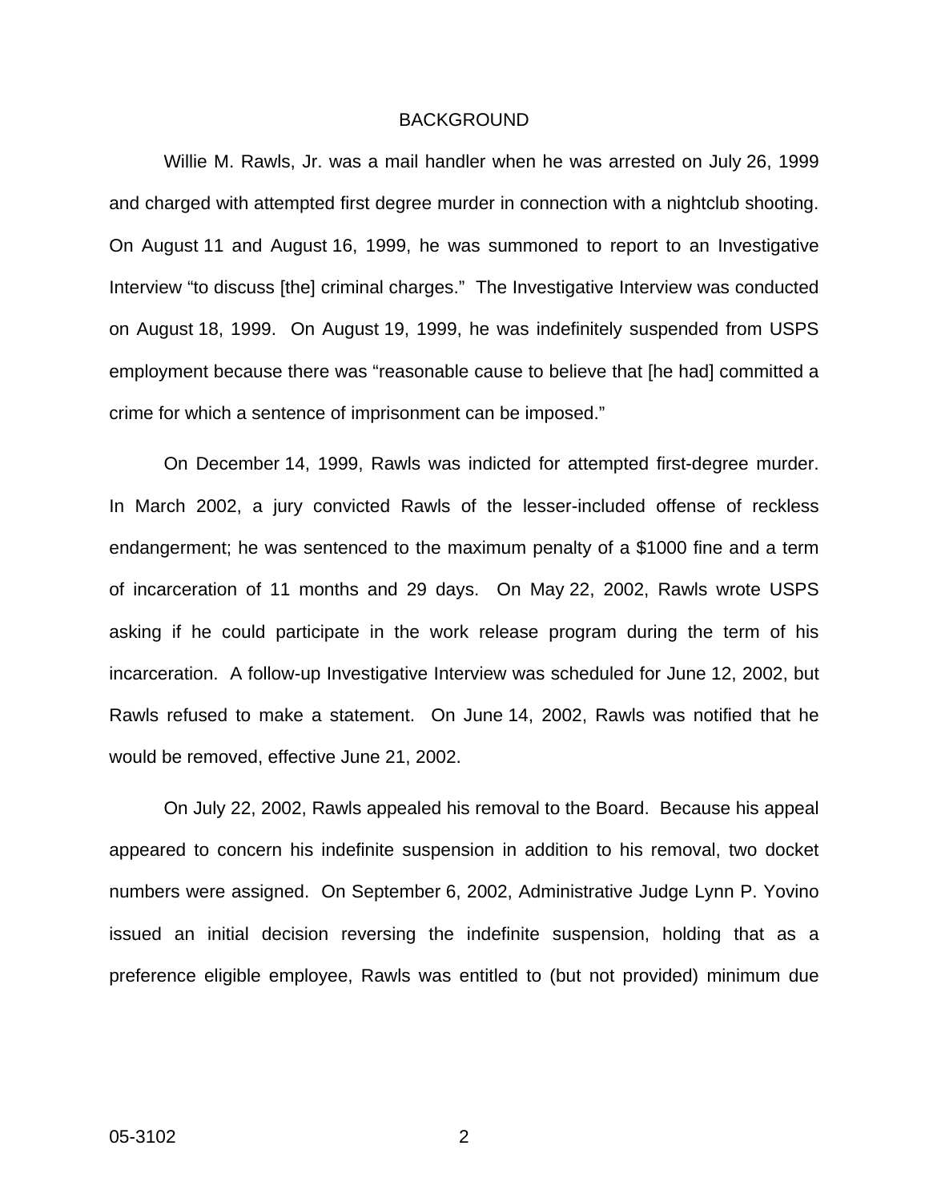## BACKGROUND

Willie M. Rawls, Jr. was a mail handler when he was arrested on July 26, 1999 and charged with attempted first degree murder in connection with a nightclub shooting. On August 11 and August 16, 1999, he was summoned to report to an Investigative Interview "to discuss [the] criminal charges." The Investigative Interview was conducted on August 18, 1999. On August 19, 1999, he was indefinitely suspended from USPS employment because there was "reasonable cause to believe that [he had] committed a crime for which a sentence of imprisonment can be imposed."

On December 14, 1999, Rawls was indicted for attempted first-degree murder. In March 2002, a jury convicted Rawls of the lesser-included offense of reckless endangerment; he was sentenced to the maximum penalty of a $1000 fine and a term of incarceration of 11 months and 29 days. On May 22, 2002, Rawls wrote USPS asking if he could participate in the work release program during the term of his incarceration. A follow-up Investigative Interview was scheduled for June 12, 2002, but Rawls refused to make a statement. On June 14, 2002, Rawls was notified that he would be removed, effective June 21, 2002.

On July 22, 2002, Rawls appealed his removal to the Board. Because his appeal appeared to concern his indefinite suspension in addition to his removal, two docket numbers were assigned. On September 6, 2002, Administrative Judge Lynn P. Yovino issued an initial decision reversing the indefinite suspension, holding that as a preference eligible employee, Rawls was entitled to (but not provided) minimum due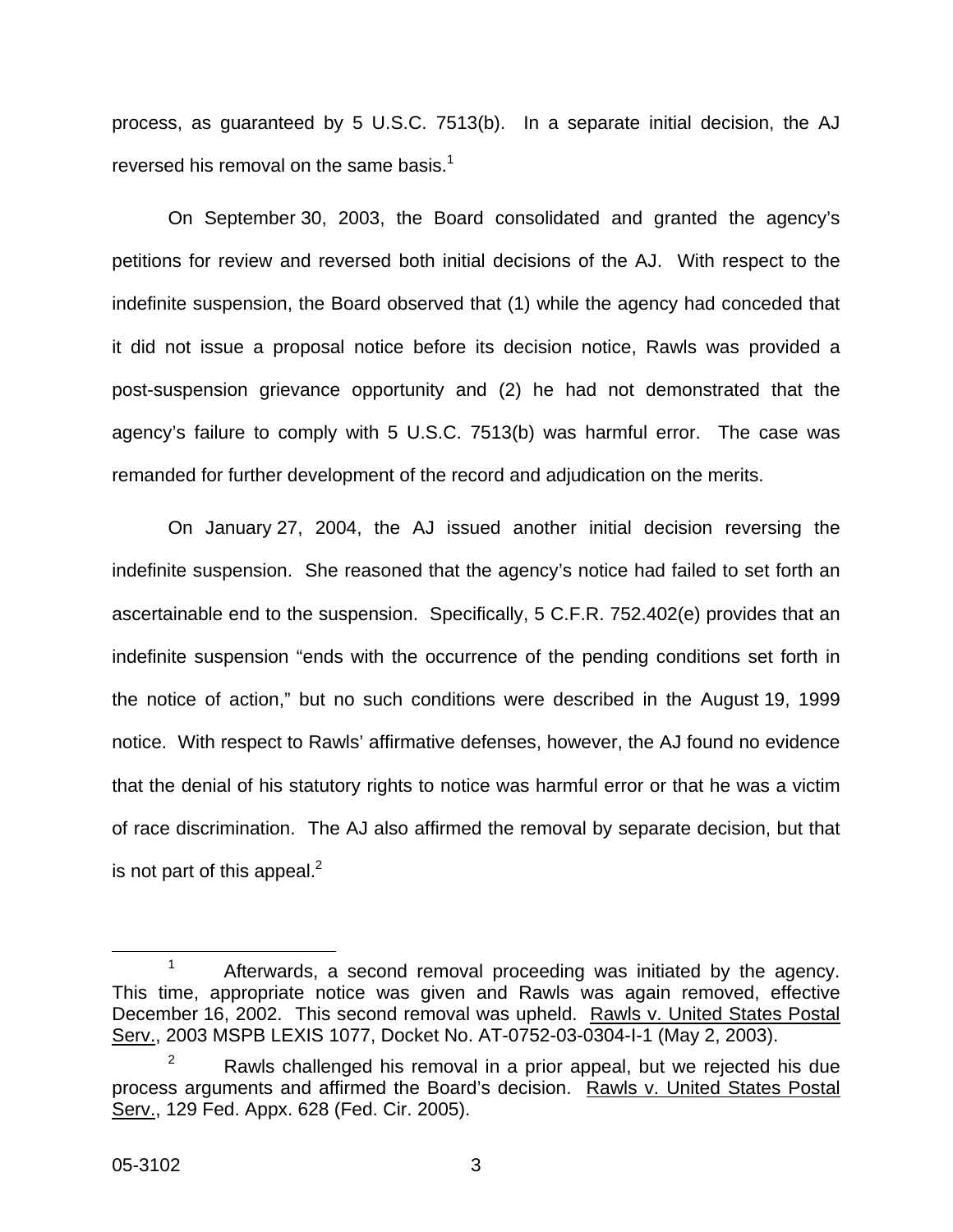process, as guaranteed by 5 U.S.C. 7513(b). In a separate initial decision, the AJ reversed his removal on the same basis.[1]

On September 30, 2003, the Board consolidated and granted the agency's petitions for review and reversed both initial decisions of the AJ. With respect to the indefinite suspension, the Board observed that (1) while the agency had conceded that it did not issue a proposal notice before its decision notice, Rawls was provided a post-suspension grievance opportunity and (2) he had not demonstrated that the agency's failure to comply with 5 U.S.C. 7513(b) was harmful error. The case was remanded for further development of the record and adjudication on the merits.

On January 27, 2004, the AJ issued another initial decision reversing the indefinite suspension. She reasoned that the agency's notice had failed to set forth an ascertainable end to the suspension. Specifically, 5 C.F.R. 752.402(e) provides that an indefinite suspension "ends with the occurrence of the pending conditions set forth in the notice of action," but no such conditions were described in the August 19, 1999 notice. With respect to Rawls' affirmative defenses, however, the AJ found no evidence that the denial of his statutory rights to notice was harmful error or that he was a victim of race discrimination. The AJ also affirmed the removal by separate decision, but that is not part of this appeal.[2]

---

[1] Afterwards, a second removal proceeding was initiated by the agency. This time, appropriate notice was given and Rawls was again removed, effective December 16, 2002. This second removal was upheld. Rawls v. United States Postal Serv., 2003 MSPB LEXIS 1077, Docket No. AT-0752-03-0304-I-1 (May 2, 2003).

[2] Rawls challenged his removal in a prior appeal, but we rejected his due process arguments and affirmed the Board's decision. Rawls v. United States Postal Serv., 129 Fed. Appx. 628 (Fed. Cir. 2005).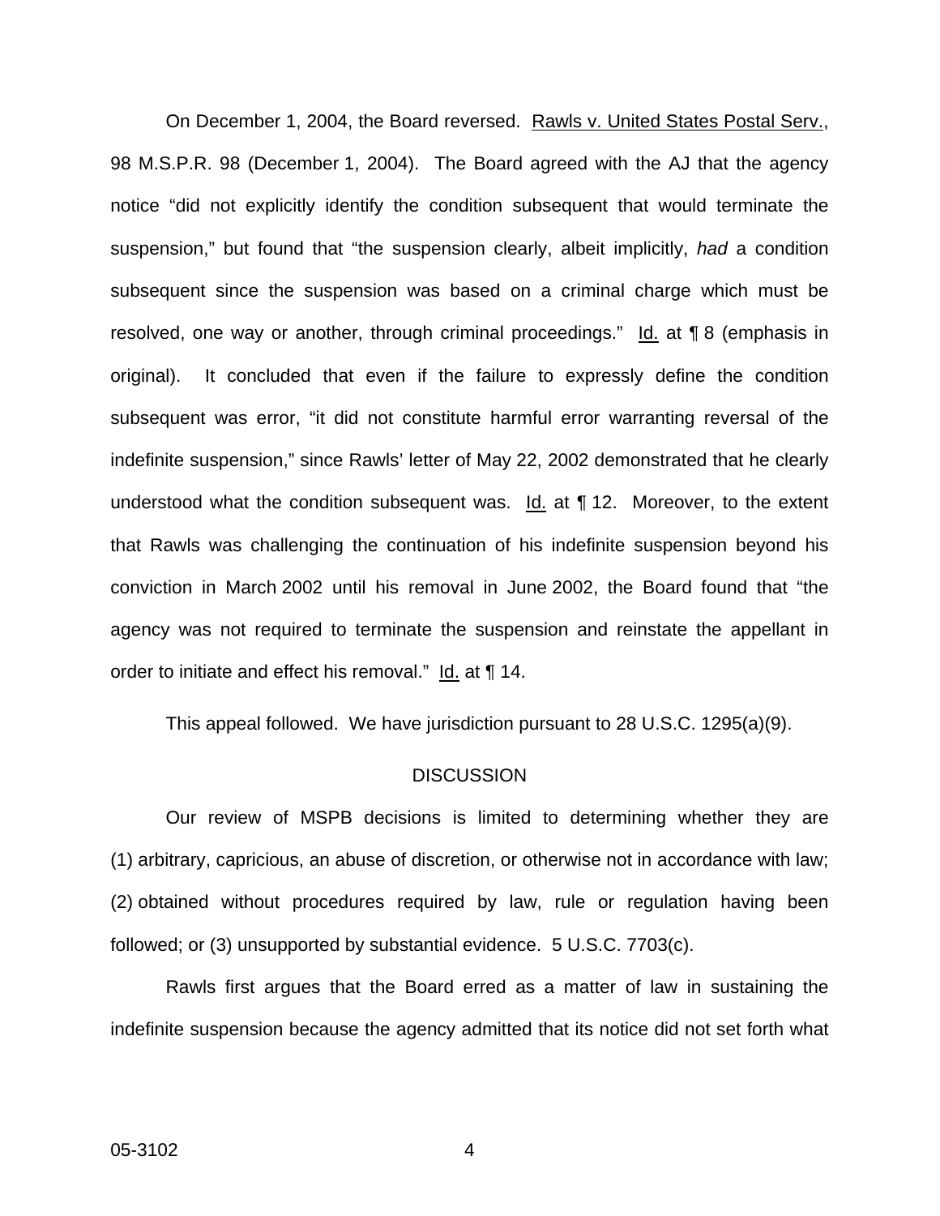On December 1, 2004, the Board reversed. Rawls v. United States Postal Serv., 98 M.S.P.R. 98 (December 1, 2004). The Board agreed with the AJ that the agency notice "did not explicitly identify the condition subsequent that would terminate the suspension," but found that "the suspension clearly, albeit implicitly, *had* a condition subsequent since the suspension was based on a criminal charge which must be resolved, one way or another, through criminal proceedings." Id. at ¶ 8 (emphasis in original). It concluded that even if the failure to expressly define the condition subsequent was error, "it did not constitute harmful error warranting reversal of the indefinite suspension," since Rawls' letter of May 22, 2002 demonstrated that he clearly understood what the condition subsequent was. Id. at ¶ 12. Moreover, to the extent that Rawls was challenging the continuation of his indefinite suspension beyond his conviction in March 2002 until his removal in June 2002, the Board found that "the agency was not required to terminate the suspension and reinstate the appellant in order to initiate and effect his removal." Id. at ¶ 14.

This appeal followed. We have jurisdiction pursuant to 28 U.S.C. 1295(a)(9).

## DISCUSSION

Our review of MSPB decisions is limited to determining whether they are (1) arbitrary, capricious, an abuse of discretion, or otherwise not in accordance with law; (2) obtained without procedures required by law, rule or regulation having been followed; or (3) unsupported by substantial evidence. 5 U.S.C. 7703(c).

Rawls first argues that the Board erred as a matter of law in sustaining the indefinite suspension because the agency admitted that its notice did not set forth what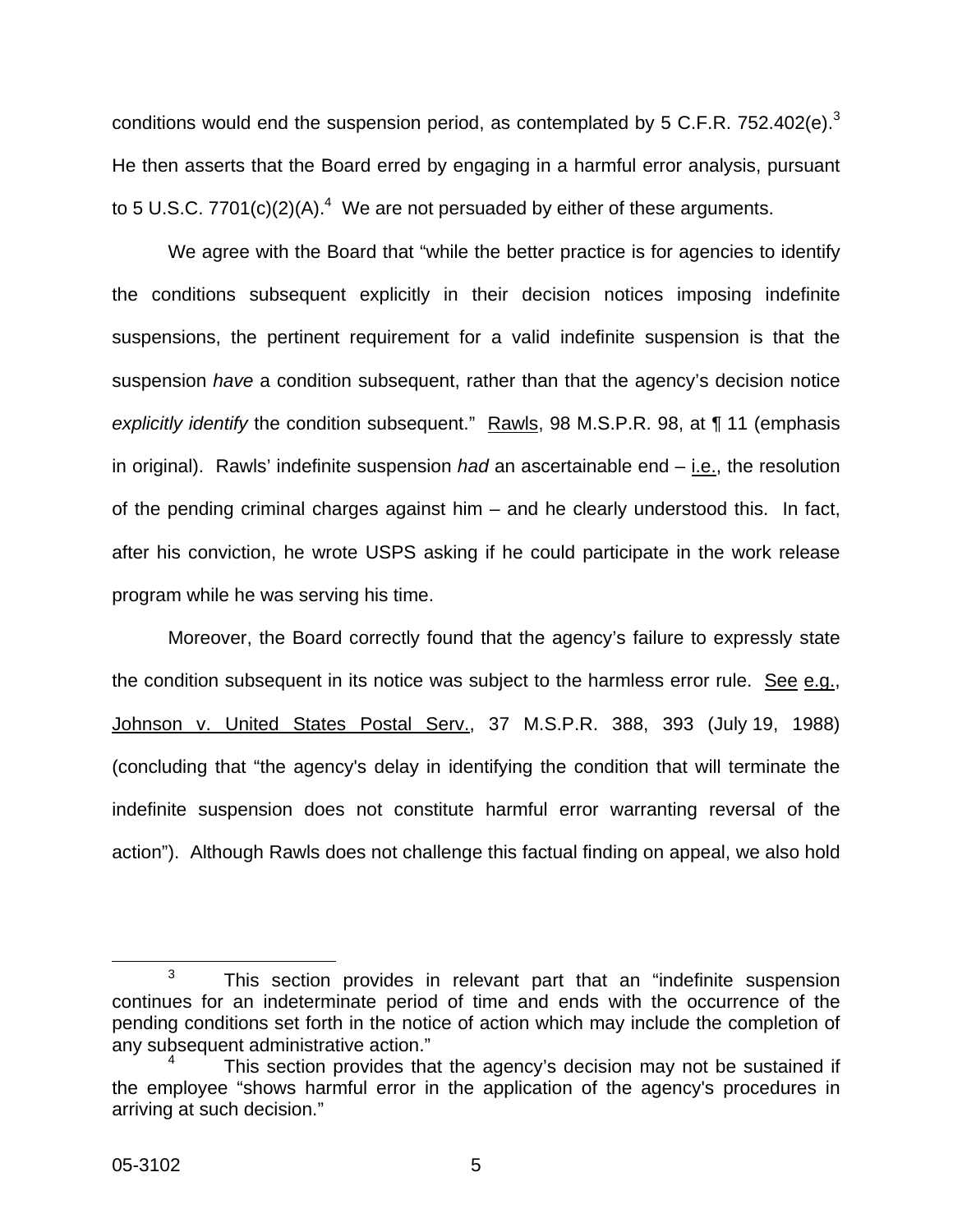conditions would end the suspension period, as contemplated by 5 C.F.R. 752.402(e).[3] He then asserts that the Board erred by engaging in a harmful error analysis, pursuant to 5 U.S.C. 7701(c)(2)(A).[4] We are not persuaded by either of these arguments.

We agree with the Board that "while the better practice is for agencies to identify the conditions subsequent explicitly in their decision notices imposing indefinite suspensions, the pertinent requirement for a valid indefinite suspension is that the suspension *have* a condition subsequent, rather than that the agency's decision notice *explicitly identify* the condition subsequent." Rawls, 98 M.S.P.R. 98, at ¶ 11 (emphasis in original). Rawls' indefinite suspension *had* an ascertainable end – i.e., the resolution of the pending criminal charges against him – and he clearly understood this. In fact, after his conviction, he wrote USPS asking if he could participate in the work release program while he was serving his time.

Moreover, the Board correctly found that the agency's failure to expressly state the condition subsequent in its notice was subject to the harmless error rule. See e.g., Johnson v. United States Postal Serv., 37 M.S.P.R. 388, 393 (July 19, 1988) (concluding that "the agency's delay in identifying the condition that will terminate the indefinite suspension does not constitute harmful error warranting reversal of the action"). Although Rawls does not challenge this factual finding on appeal, we also hold

---

[3] This section provides in relevant part that an "indefinite suspension continues for an indeterminate period of time and ends with the occurrence of the pending conditions set forth in the notice of action which may include the completion of any subsequent administrative action."

[4] This section provides that the agency's decision may not be sustained if the employee "shows harmful error in the application of the agency's procedures in arriving at such decision."

05-3102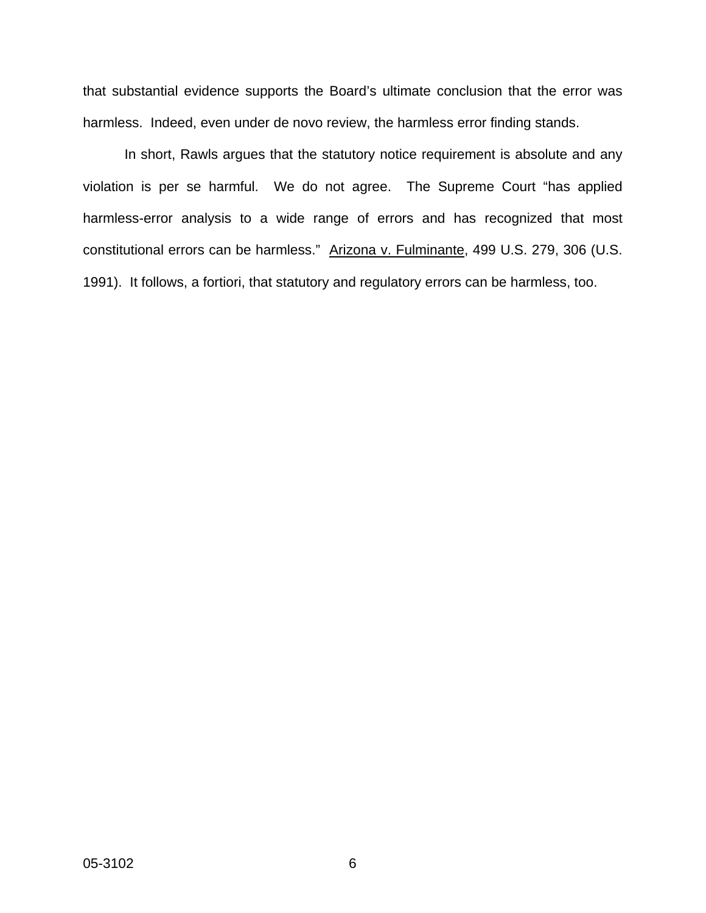that substantial evidence supports the Board's ultimate conclusion that the error was harmless. Indeed, even under de novo review, the harmless error finding stands.

In short, Rawls argues that the statutory notice requirement is absolute and any violation is per se harmful. We do not agree. The Supreme Court "has applied harmless-error analysis to a wide range of errors and has recognized that most constitutional errors can be harmless." Arizona v. Fulminante, 499 U.S. 279, 306 (U.S. 1991). It follows, a fortiori, that statutory and regulatory errors can be harmless, too.